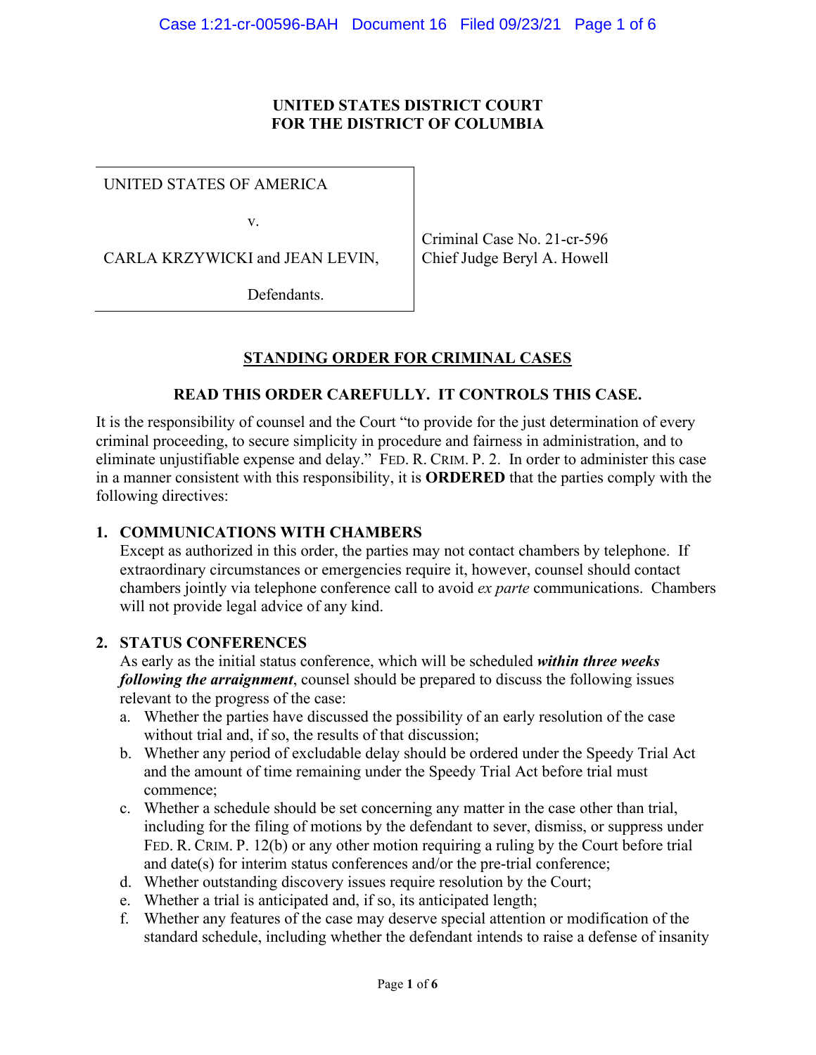**UNITED STATES DISTRICT COURT**
**FOR THE DISTRICT OF COLUMBIA**

| | |
|---|---|
| UNITED STATES OF AMERICA<br><br>v.<br><br>CARLA KRZYWICKI and JEAN LEVIN,<br><br>Defendants. | Criminal Case No. 21-cr-596<br>Chief Judge Beryl A. Howell |

## STANDING ORDER FOR CRIMINAL CASES

**READ THIS ORDER CAREFULLY. IT CONTROLS THIS CASE.**

It is the responsibility of counsel and the Court "to provide for the just determination of every criminal proceeding, to secure simplicity in procedure and fairness in administration, and to eliminate unjustifiable expense and delay." FED. R. CRIM. P. 2. In order to administer this case in a manner consistent with this responsibility, it is **ORDERED** that the parties comply with the following directives:

### 1. COMMUNICATIONS WITH CHAMBERS

Except as authorized in this order, the parties may not contact chambers by telephone. If extraordinary circumstances or emergencies require it, however, counsel should contact chambers jointly via telephone conference call to avoid *ex parte* communications. Chambers will not provide legal advice of any kind.

### 2. STATUS CONFERENCES

As early as the initial status conference, which will be scheduled ***within three weeks following the arraignment***, counsel should be prepared to discuss the following issues relevant to the progress of the case:

a. Whether the parties have discussed the possibility of an early resolution of the case without trial and, if so, the results of that discussion;
b. Whether any period of excludable delay should be ordered under the Speedy Trial Act and the amount of time remaining under the Speedy Trial Act before trial must commence;
c. Whether a schedule should be set concerning any matter in the case other than trial, including for the filing of motions by the defendant to sever, dismiss, or suppress under FED. R. CRIM. P. 12(b) or any other motion requiring a ruling by the Court before trial and date(s) for interim status conferences and/or the pre-trial conference;
d. Whether outstanding discovery issues require resolution by the Court;
e. Whether a trial is anticipated and, if so, its anticipated length;
f. Whether any features of the case may deserve special attention or modification of the standard schedule, including whether the defendant intends to raise a defense of insanity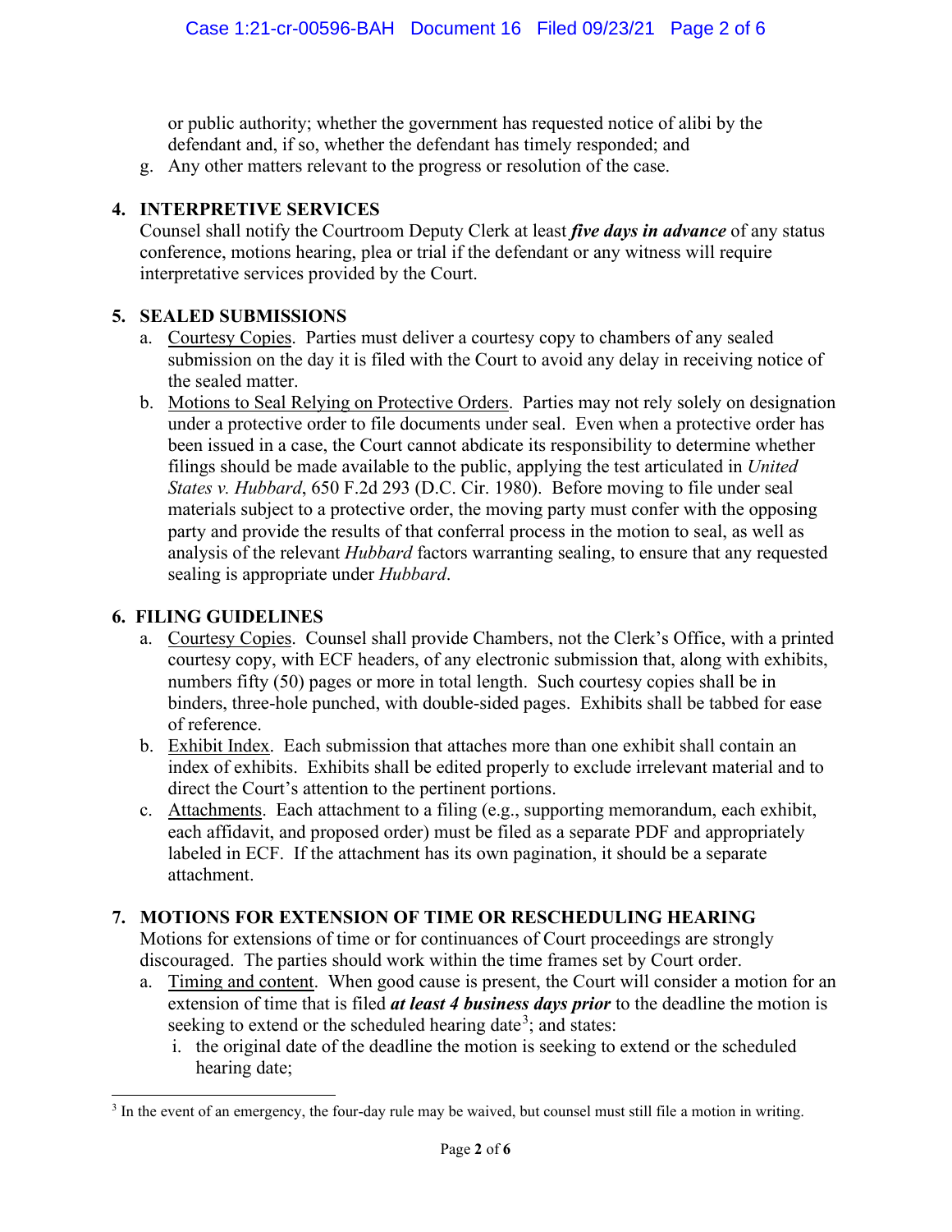or public authority; whether the government has requested notice of alibi by the defendant and, if so, whether the defendant has timely responded; and

g. Any other matters relevant to the progress or resolution of the case.

**4. INTERPRETIVE SERVICES**

Counsel shall notify the Courtroom Deputy Clerk at least ***five days in advance*** of any status conference, motions hearing, plea or trial if the defendant or any witness will require interpretative services provided by the Court.

**5. SEALED SUBMISSIONS**

a. Courtesy Copies. Parties must deliver a courtesy copy to chambers of any sealed submission on the day it is filed with the Court to avoid any delay in receiving notice of the sealed matter.

b. Motions to Seal Relying on Protective Orders. Parties may not rely solely on designation under a protective order to file documents under seal. Even when a protective order has been issued in a case, the Court cannot abdicate its responsibility to determine whether filings should be made available to the public, applying the test articulated in *United States v. Hubbard*, 650 F.2d 293 (D.C. Cir. 1980). Before moving to file under seal materials subject to a protective order, the moving party must confer with the opposing party and provide the results of that conferral process in the motion to seal, as well as analysis of the relevant *Hubbard* factors warranting sealing, to ensure that any requested sealing is appropriate under *Hubbard*.

**6. FILING GUIDELINES**

a. Courtesy Copies. Counsel shall provide Chambers, not the Clerk's Office, with a printed courtesy copy, with ECF headers, of any electronic submission that, along with exhibits, numbers fifty (50) pages or more in total length. Such courtesy copies shall be in binders, three-hole punched, with double-sided pages. Exhibits shall be tabbed for ease of reference.

b. Exhibit Index. Each submission that attaches more than one exhibit shall contain an index of exhibits. Exhibits shall be edited properly to exclude irrelevant material and to direct the Court's attention to the pertinent portions.

c. Attachments. Each attachment to a filing (e.g., supporting memorandum, each exhibit, each affidavit, and proposed order) must be filed as a separate PDF and appropriately labeled in ECF. If the attachment has its own pagination, it should be a separate attachment.

**7. MOTIONS FOR EXTENSION OF TIME OR RESCHEDULING HEARING**

Motions for extensions of time or for continuances of Court proceedings are strongly discouraged. The parties should work within the time frames set by Court order.

a. Timing and content. When good cause is present, the Court will consider a motion for an extension of time that is filed ***at least 4 business days prior*** to the deadline the motion is seeking to extend or the scheduled hearing date[3]; and states:

   i. the original date of the deadline the motion is seeking to extend or the scheduled hearing date;

[3] In the event of an emergency, the four-day rule may be waived, but counsel must still file a motion in writing.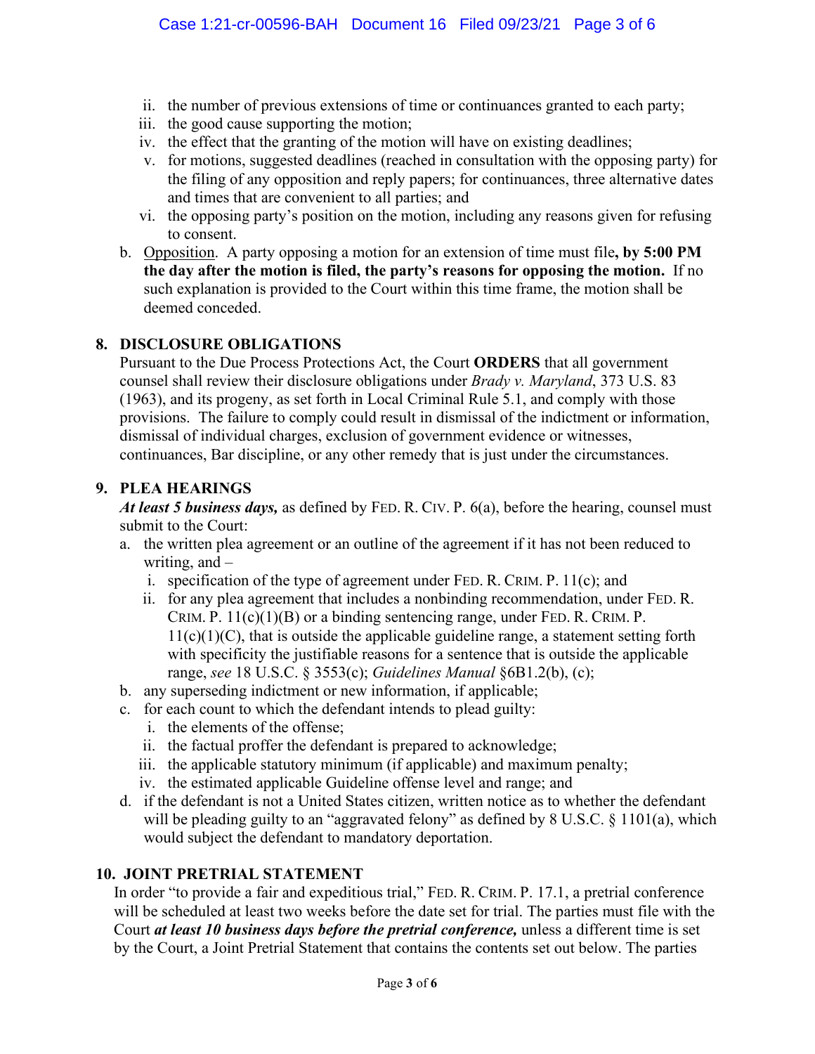ii. the number of previous extensions of time or continuances granted to each party;
   iii. the good cause supporting the motion;
   iv. the effect that the granting of the motion will have on existing deadlines;
   v. for motions, suggested deadlines (reached in consultation with the opposing party) for the filing of any opposition and reply papers; for continuances, three alternative dates and times that are convenient to all parties; and
   vi. the opposing party's position on the motion, including any reasons given for refusing to consent.

b. Opposition. A party opposing a motion for an extension of time must file**, by 5:00 PM the day after the motion is filed, the party's reasons for opposing the motion.** If no such explanation is provided to the Court within this time frame, the motion shall be deemed conceded.

## 8. DISCLOSURE OBLIGATIONS

Pursuant to the Due Process Protections Act, the Court **ORDERS** that all government counsel shall review their disclosure obligations under *Brady v. Maryland*, 373 U.S. 83 (1963), and its progeny, as set forth in Local Criminal Rule 5.1, and comply with those provisions. The failure to comply could result in dismissal of the indictment or information, dismissal of individual charges, exclusion of government evidence or witnesses, continuances, Bar discipline, or any other remedy that is just under the circumstances.

## 9. PLEA HEARINGS

***At least 5 business days,*** as defined by FED. R. CIV. P. 6(a), before the hearing, counsel must submit to the Court:

a. the written plea agreement or an outline of the agreement if it has not been reduced to writing, and –
   i. specification of the type of agreement under FED. R. CRIM. P. 11(c); and
   ii. for any plea agreement that includes a nonbinding recommendation, under FED. R. CRIM. P. 11(c)(1)(B) or a binding sentencing range, under FED. R. CRIM. P. 11(c)(1)(C), that is outside the applicable guideline range, a statement setting forth with specificity the justifiable reasons for a sentence that is outside the applicable range, *see* 18 U.S.C. § 3553(c); *Guidelines Manual* §6B1.2(b), (c);

b. any superseding indictment or new information, if applicable;

c. for each count to which the defendant intends to plead guilty:
   i. the elements of the offense;
   ii. the factual proffer the defendant is prepared to acknowledge;
   iii. the applicable statutory minimum (if applicable) and maximum penalty;
   iv. the estimated applicable Guideline offense level and range; and

d. if the defendant is not a United States citizen, written notice as to whether the defendant will be pleading guilty to an "aggravated felony" as defined by 8 U.S.C. § 1101(a), which would subject the defendant to mandatory deportation.

## 10. JOINT PRETRIAL STATEMENT

In order "to provide a fair and expeditious trial," FED. R. CRIM. P. 17.1, a pretrial conference will be scheduled at least two weeks before the date set for trial. The parties must file with the Court ***at least 10 business days before the pretrial conference,*** unless a different time is set by the Court, a Joint Pretrial Statement that contains the contents set out below. The parties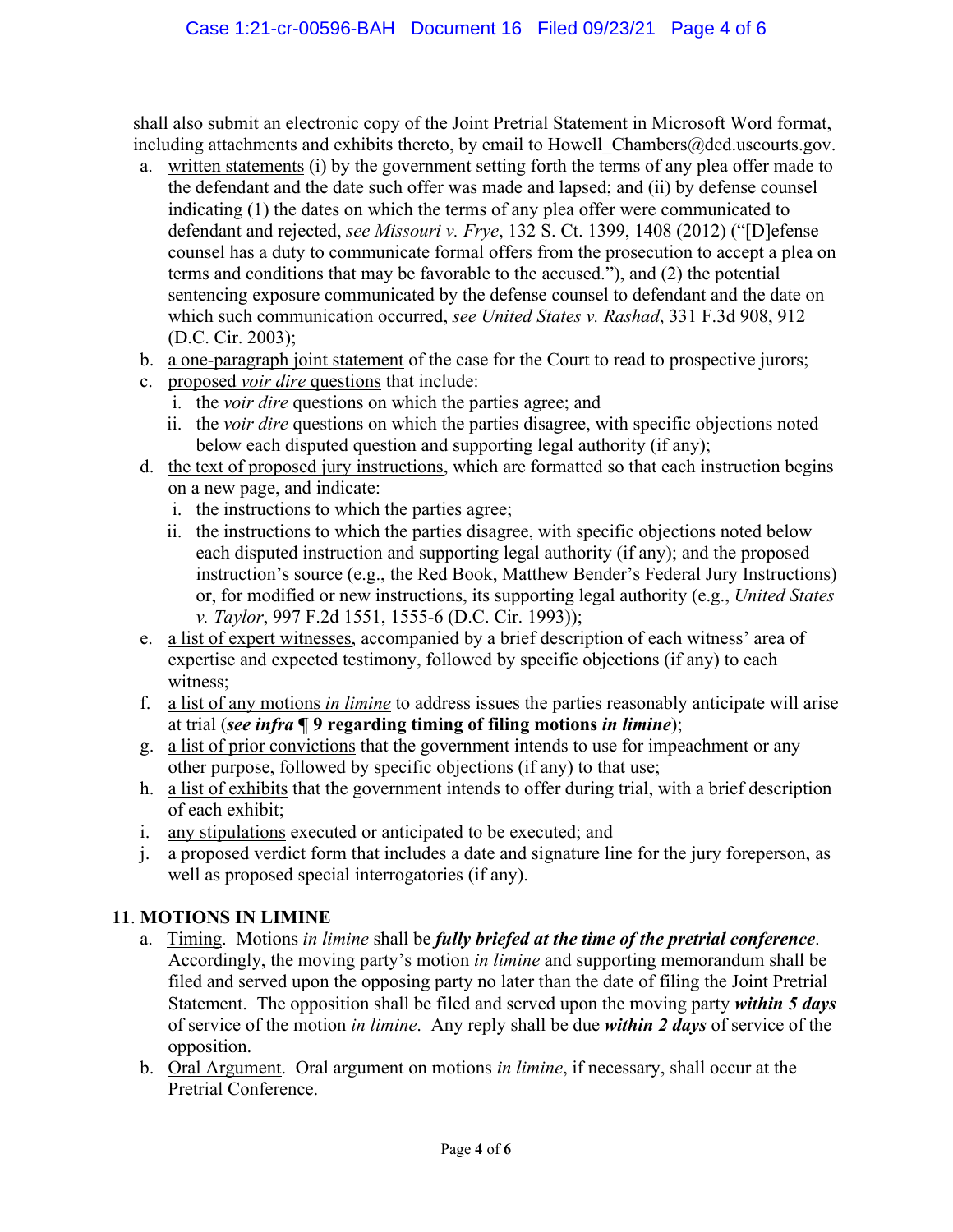shall also submit an electronic copy of the Joint Pretrial Statement in Microsoft Word format, including attachments and exhibits thereto, by email to Howell_Chambers@dcd.uscourts.gov.

a. written statements (i) by the government setting forth the terms of any plea offer made to the defendant and the date such offer was made and lapsed; and (ii) by defense counsel indicating (1) the dates on which the terms of any plea offer were communicated to defendant and rejected, *see Missouri v. Frye*, 132 S. Ct. 1399, 1408 (2012) ("[D]efense counsel has a duty to communicate formal offers from the prosecution to accept a plea on terms and conditions that may be favorable to the accused."), and (2) the potential sentencing exposure communicated by the defense counsel to defendant and the date on which such communication occurred, *see United States v. Rashad*, 331 F.3d 908, 912 (D.C. Cir. 2003);
b. a one-paragraph joint statement of the case for the Court to read to prospective jurors;
c. proposed *voir dire* questions that include:
   i. the *voir dire* questions on which the parties agree; and
   ii. the *voir dire* questions on which the parties disagree, with specific objections noted below each disputed question and supporting legal authority (if any);
d. the text of proposed jury instructions, which are formatted so that each instruction begins on a new page, and indicate:
   i. the instructions to which the parties agree;
   ii. the instructions to which the parties disagree, with specific objections noted below each disputed instruction and supporting legal authority (if any); and the proposed instruction's source (e.g., the Red Book, Matthew Bender's Federal Jury Instructions) or, for modified or new instructions, its supporting legal authority (e.g., *United States v. Taylor*, 997 F.2d 1551, 1555-6 (D.C. Cir. 1993));
e. a list of expert witnesses, accompanied by a brief description of each witness' area of expertise and expected testimony, followed by specific objections (if any) to each witness;
f. a list of any motions *in limine* to address issues the parties reasonably anticipate will arise at trial (***see infra* ¶ 9 regarding timing of filing motions *in limine***);
g. a list of prior convictions that the government intends to use for impeachment or any other purpose, followed by specific objections (if any) to that use;
h. a list of exhibits that the government intends to offer during trial, with a brief description of each exhibit;
i. any stipulations executed or anticipated to be executed; and
j. a proposed verdict form that includes a date and signature line for the jury foreperson, as well as proposed special interrogatories (if any).

**11. MOTIONS IN LIMINE**

a. Timing. Motions *in limine* shall be ***fully briefed at the time of the pretrial conference***. Accordingly, the moving party's motion *in limine* and supporting memorandum shall be filed and served upon the opposing party no later than the date of filing the Joint Pretrial Statement. The opposition shall be filed and served upon the moving party ***within 5 days*** of service of the motion *in limine*. Any reply shall be due ***within 2 days*** of service of the opposition.
b. Oral Argument. Oral argument on motions *in limine*, if necessary, shall occur at the Pretrial Conference.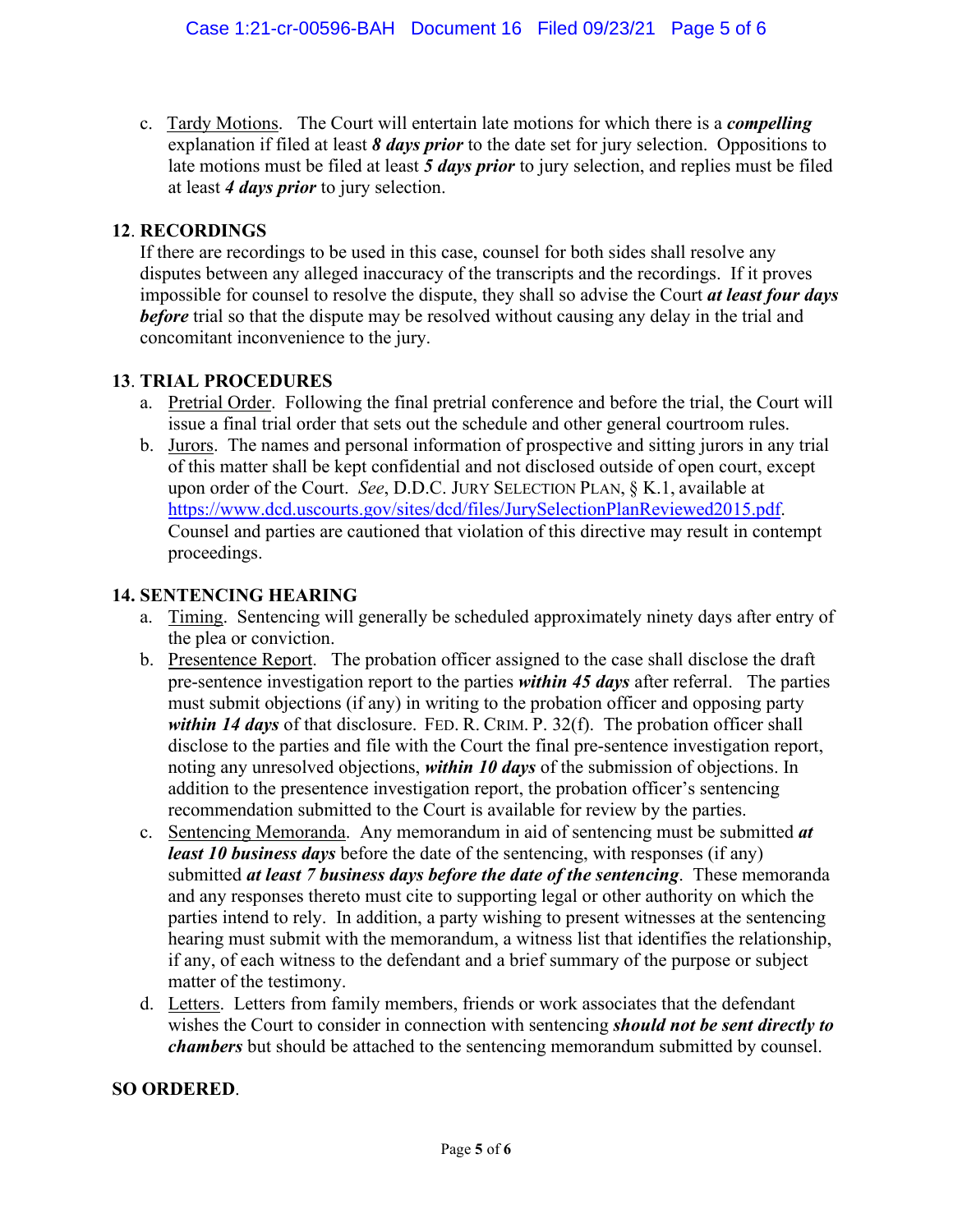c. Tardy Motions. The Court will entertain late motions for which there is a ***compelling*** explanation if filed at least ***8 days prior*** to the date set for jury selection. Oppositions to late motions must be filed at least ***5 days prior*** to jury selection, and replies must be filed at least ***4 days prior*** to jury selection.

**12. RECORDINGS**

If there are recordings to be used in this case, counsel for both sides shall resolve any disputes between any alleged inaccuracy of the transcripts and the recordings. If it proves impossible for counsel to resolve the dispute, they shall so advise the Court ***at least four days before*** trial so that the dispute may be resolved without causing any delay in the trial and concomitant inconvenience to the jury.

**13. TRIAL PROCEDURES**

a. Pretrial Order. Following the final pretrial conference and before the trial, the Court will issue a final trial order that sets out the schedule and other general courtroom rules.

b. Jurors. The names and personal information of prospective and sitting jurors in any trial of this matter shall be kept confidential and not disclosed outside of open court, except upon order of the Court. *See*, D.D.C. JURY SELECTION PLAN, § K.1, available at https://www.dcd.uscourts.gov/sites/dcd/files/JurySelectionPlanReviewed2015.pdf. Counsel and parties are cautioned that violation of this directive may result in contempt proceedings.

**14. SENTENCING HEARING**

a. Timing. Sentencing will generally be scheduled approximately ninety days after entry of the plea or conviction.

b. Presentence Report. The probation officer assigned to the case shall disclose the draft pre-sentence investigation report to the parties ***within 45 days*** after referral. The parties must submit objections (if any) in writing to the probation officer and opposing party ***within 14 days*** of that disclosure. FED. R. CRIM. P. 32(f). The probation officer shall disclose to the parties and file with the Court the final pre-sentence investigation report, noting any unresolved objections, ***within 10 days*** of the submission of objections. In addition to the presentence investigation report, the probation officer's sentencing recommendation submitted to the Court is available for review by the parties.

c. Sentencing Memoranda. Any memorandum in aid of sentencing must be submitted ***at least 10 business days*** before the date of the sentencing, with responses (if any) submitted ***at least 7 business days before the date of the sentencing***. These memoranda and any responses thereto must cite to supporting legal or other authority on which the parties intend to rely. In addition, a party wishing to present witnesses at the sentencing hearing must submit with the memorandum, a witness list that identifies the relationship, if any, of each witness to the defendant and a brief summary of the purpose or subject matter of the testimony.

d. Letters. Letters from family members, friends or work associates that the defendant wishes the Court to consider in connection with sentencing ***should not be sent directly to chambers*** but should be attached to the sentencing memorandum submitted by counsel.

**SO ORDERED**.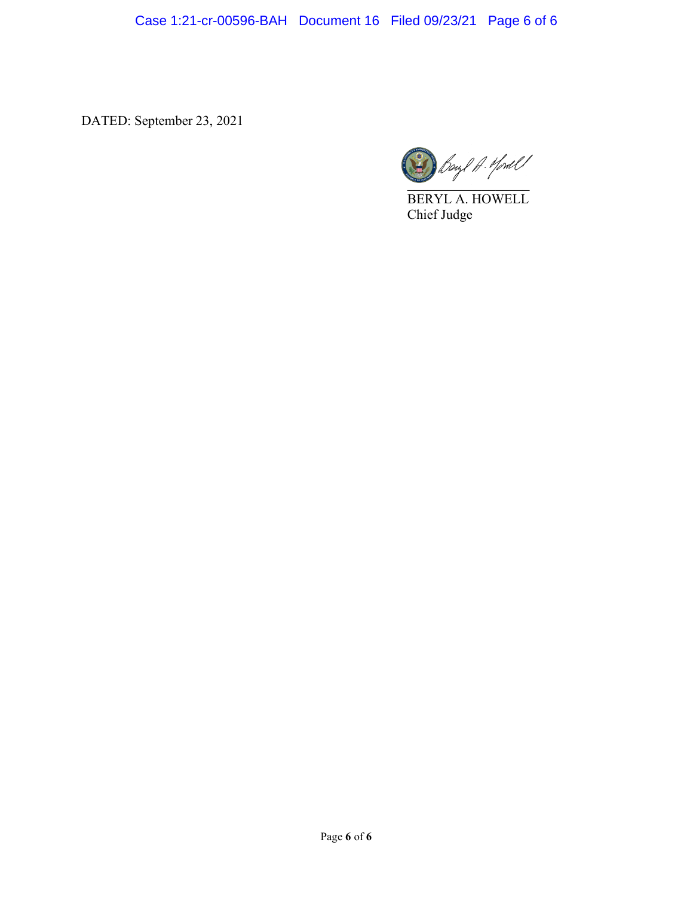DATED: September 23, 2021

BERYL A. HOWELL
Chief Judge